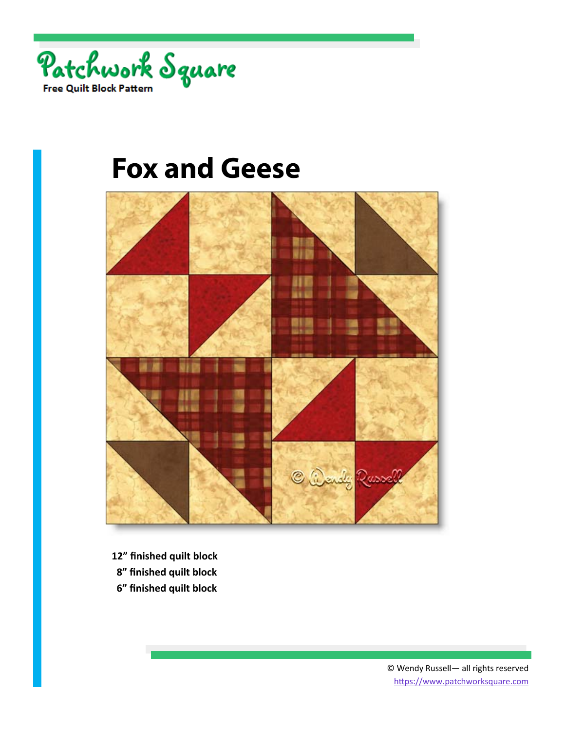Patchwork Square

Free Quilt Block Pattern

# Fox and Geese

**12" finished quilt block**
**8" finished quilt block**
**6" finished quilt block**

© Wendy Russell— all rights reserved
https://www.patchworksquare.com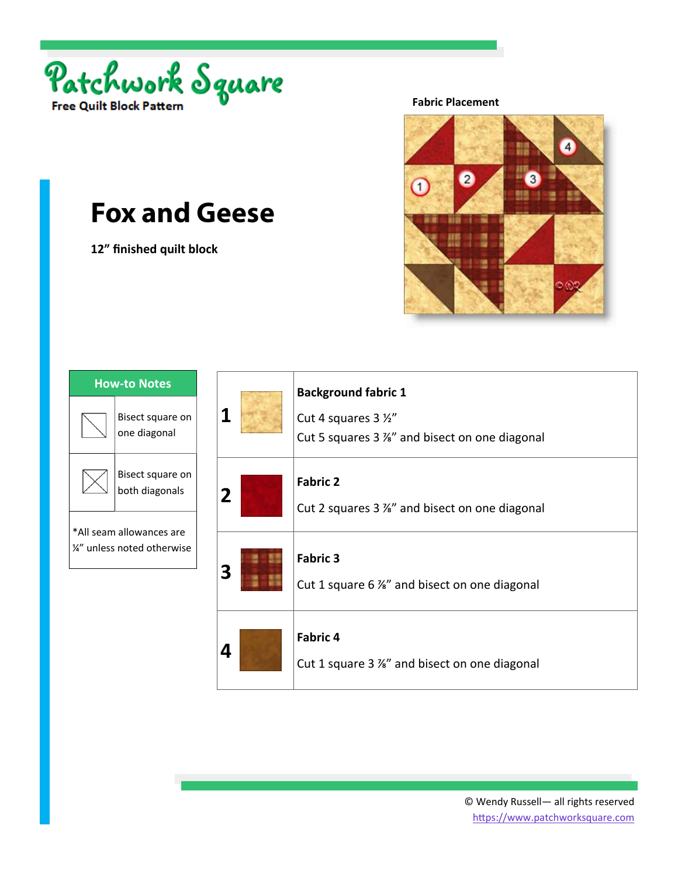Patchwork Square

Free Quilt Block Pattern

# Fox and Geese

**12" finished quilt block**

**Fabric Placement**

| How-to Notes | |
|---|---|
| | Bisect square on one diagonal |
| | Bisect square on both diagonals |
| *All seam allowances are ¼" unless noted otherwise | |

| | | |
|---|---|---|
| 1 | | **Background fabric 1**<br>Cut 4 squares 3 ½"<br>Cut 5 squares 3 ⅞" and bisect on one diagonal |
| 2 | | **Fabric 2**<br>Cut 2 squares 3 ⅞" and bisect on one diagonal |
| 3 | | **Fabric 3**<br>Cut 1 square 6 ⅞" and bisect on one diagonal |
| 4 | | **Fabric 4**<br>Cut 1 square 3 ⅞" and bisect on one diagonal |

© Wendy Russell— all rights reserved
https://www.patchworksquare.com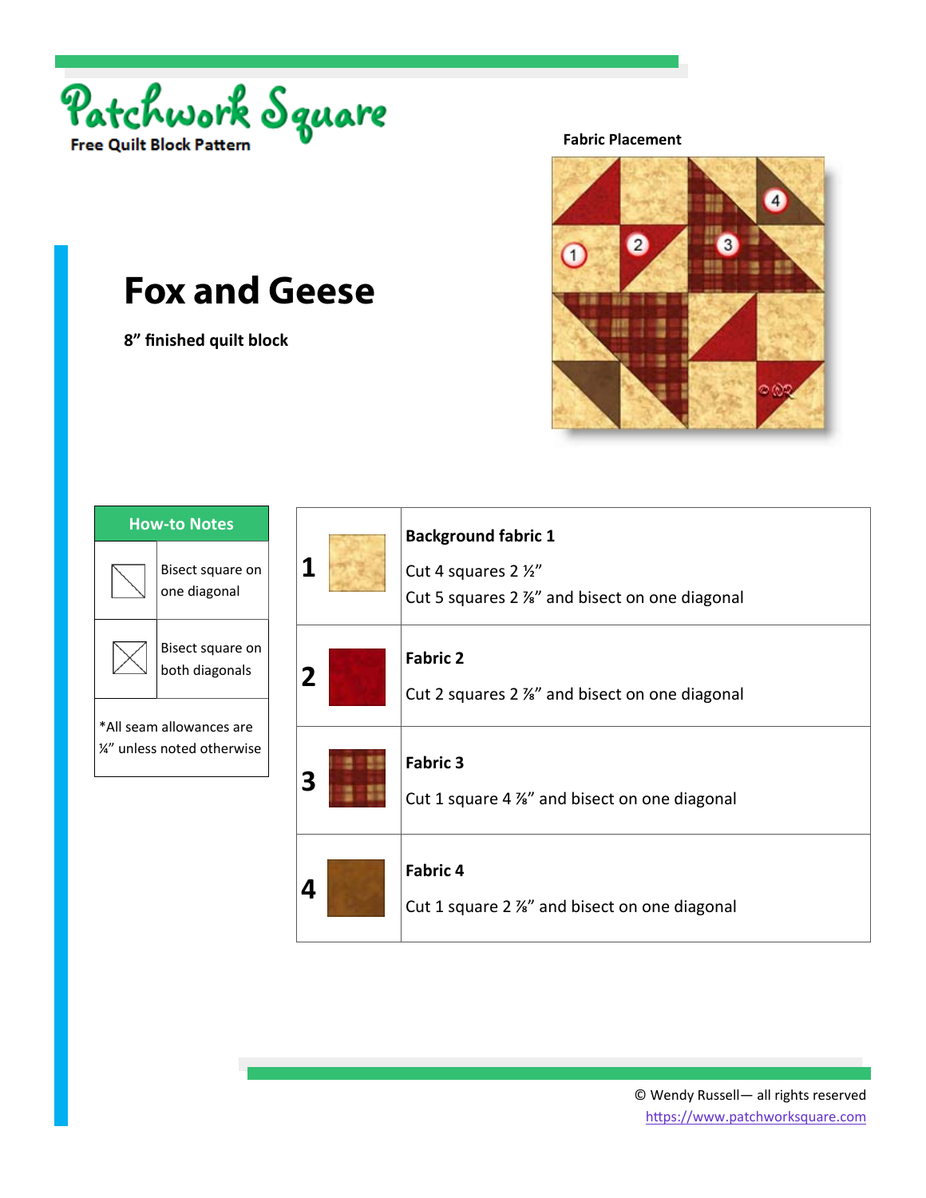Patchwork Square

Free Quilt Block Pattern

# Fox and Geese

**8” finished quilt block**

**Fabric Placement**

| How-to Notes | |
|---|---|
| | Bisect square on one diagonal |
| | Bisect square on both diagonals |
| *All seam allowances are ¼” unless noted otherwise | |

| | | |
|---|---|---|
| **1** | | **Background fabric 1**<br>Cut 4 squares 2 ½”<br>Cut 5 squares 2 ⅞” and bisect on one diagonal |
| **2** | | **Fabric 2**<br>Cut 2 squares 2 ⅞” and bisect on one diagonal |
| **3** | | **Fabric 3**<br>Cut 1 square 4 ⅞” and bisect on one diagonal |
| **4** | | **Fabric 4**<br>Cut 1 square 2 ⅞” and bisect on one diagonal |

© Wendy Russell— all rights reserved
https://www.patchworksquare.com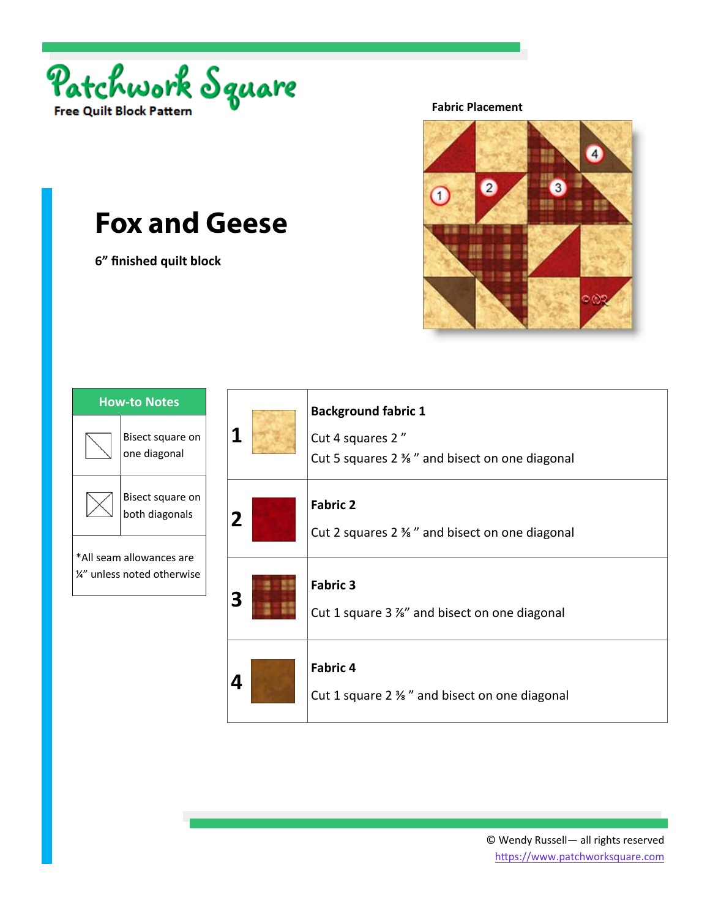Patchwork Square

Free Quilt Block Pattern

# Fox and Geese

**6" finished quilt block**

**Fabric Placement**

| How-to Notes | |
|---|---|
| | Bisect square on one diagonal |
| | Bisect square on both diagonals |
| *All seam allowances are ¼" unless noted otherwise | |

| | | |
|---|---|---|
| **1** | | **Background fabric 1**<br>Cut 4 squares 2 "<br>Cut 5 squares 2 ⅜ " and bisect on one diagonal |
| **2** | | **Fabric 2**<br>Cut 2 squares 2 ⅜ " and bisect on one diagonal |
| **3** | | **Fabric 3**<br>Cut 1 square 3 ⅞" and bisect on one diagonal |
| **4** | | **Fabric 4**<br>Cut 1 square 2 ⅜ " and bisect on one diagonal |

© Wendy Russell— all rights reserved
https://www.patchworksquare.com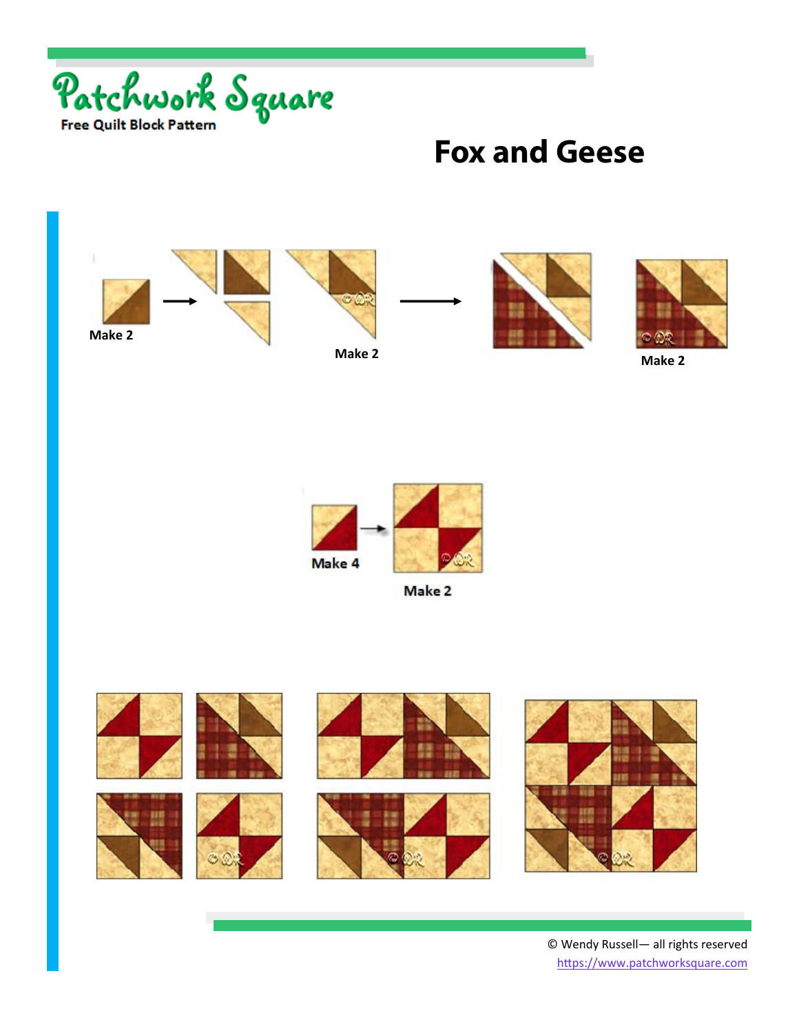# Fox and Geese

Make 2

Make 2

Make 2

Make 4

Make 2

© Wendy Russell— all rights reserved
https://www.patchworksquare.com